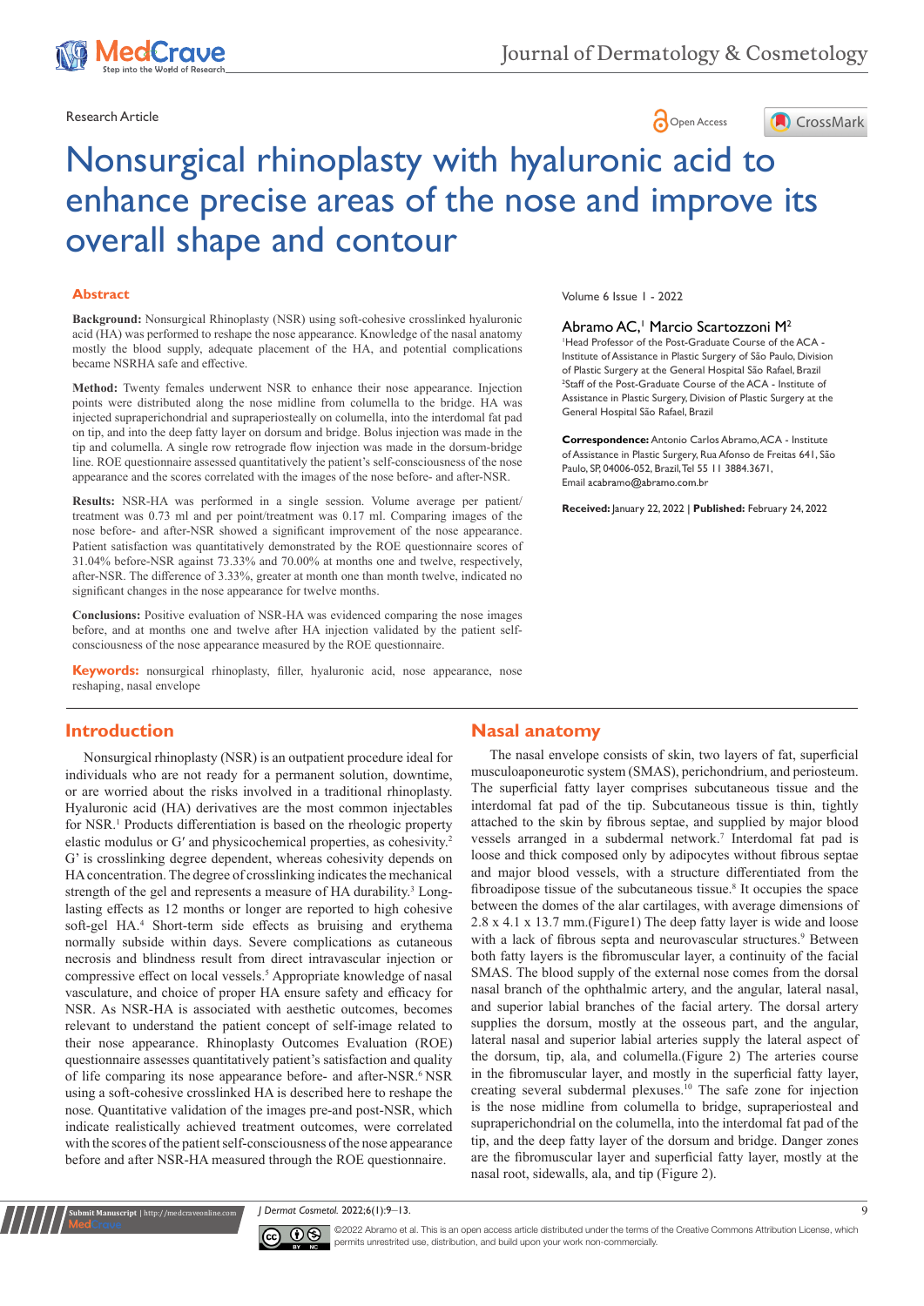Research Article

# Nonsurgical rhinoplasty with hyaluronic acid to enhance precise areas of the nose and improve its overall shape and contour

Volume 6 Issue 1 - 2022

**Abramo AC,[1] Marcio Scartozzoni M[2]**

[1]Head Professor of the Post-Graduate Course of the ACA - Institute of Assistance in Plastic Surgery of São Paulo, Division of Plastic Surgery at the General Hospital São Rafael, Brazil
[2]Staff of the Post-Graduate Course of the ACA - Institute of Assistance in Plastic Surgery, Division of Plastic Surgery at the General Hospital São Rafael, Brazil

**Correspondence:** Antonio Carlos Abramo, ACA - Institute of Assistance in Plastic Surgery, Rua Afonso de Freitas 641, São Paulo, SP, 04006-052, Brazil, Tel 55 11 3884.3671, Email acabramo@abramo.com.br

**Received:** January 22, 2022 | **Published:** February 24, 2022

## Abstract

**Background:** Nonsurgical Rhinoplasty (NSR) using soft-cohesive crosslinked hyaluronic acid (HA) was performed to reshape the nose appearance. Knowledge of the nasal anatomy mostly the blood supply, adequate placement of the HA, and potential complications became NSRHA safe and effective.

**Method:** Twenty females underwent NSR to enhance their nose appearance. Injection points were distributed along the nose midline from columella to the bridge. HA was injected supraperichondrial and supraperiosteally on columella, into the interdomal fat pad on tip, and into the deep fatty layer on dorsum and bridge. Bolus injection was made in the tip and columella. A single row retrograde flow injection was made in the dorsum-bridge line. ROE questionnaire assessed quantitatively the patient's self-consciousness of the nose appearance and the scores correlated with the images of the nose before- and after-NSR.

**Results:** NSR-HA was performed in a single session. Volume average per patient/treatment was 0.73 ml and per point/treatment was 0.17 ml. Comparing images of the nose before- and after-NSR showed a significant improvement of the nose appearance. Patient satisfaction was quantitatively demonstrated by the ROE questionnaire scores of 31.04% before-NSR against 73.33% and 70.00% at months one and twelve, respectively, after-NSR. The difference of 3.33%, greater at month one than month twelve, indicated no significant changes in the nose appearance for twelve months.

**Conclusions:** Positive evaluation of NSR-HA was evidenced comparing the nose images before, and at months one and twelve after HA injection validated by the patient self-consciousness of the nose appearance measured by the ROE questionnaire.

**Keywords:** nonsurgical rhinoplasty, filler, hyaluronic acid, nose appearance, nose reshaping, nasal envelope

## Introduction

Nonsurgical rhinoplasty (NSR) is an outpatient procedure ideal for individuals who are not ready for a permanent solution, downtime, or are worried about the risks involved in a traditional rhinoplasty. Hyaluronic acid (HA) derivatives are the most common injectables for NSR.[1] Products differentiation is based on the rheologic property elastic modulus or G' and physicochemical properties, as cohesivity.[2] G' is crosslinking degree dependent, whereas cohesivity depends on HA concentration. The degree of crosslinking indicates the mechanical strength of the gel and represents a measure of HA durability.[3] Long-lasting effects as 12 months or longer are reported to high cohesive soft-gel HA.[4] Short-term side effects as bruising and erythema normally subside within days. Severe complications as cutaneous necrosis and blindness result from direct intravascular injection or compressive effect on local vessels.[5] Appropriate knowledge of nasal vasculature, and choice of proper HA ensure safety and efficacy for NSR. As NSR-HA is associated with aesthetic outcomes, becomes relevant to understand the patient concept of self-image related to their nose appearance. Rhinoplasty Outcomes Evaluation (ROE) questionnaire assesses quantitatively patient's satisfaction and quality of life comparing its nose appearance before- and after-NSR.[6] NSR using a soft-cohesive crosslinked HA is described here to reshape the nose. Quantitative validation of the images pre-and post-NSR, which indicate realistically achieved treatment outcomes, were correlated with the scores of the patient self-consciousness of the nose appearance before and after NSR-HA measured through the ROE questionnaire.

## Nasal anatomy

The nasal envelope consists of skin, two layers of fat, superficial musculoaponeurotic system (SMAS), perichondrium, and periosteum. The superficial fatty layer comprises subcutaneous tissue and the interdomal fat pad of the tip. Subcutaneous tissue is thin, tightly attached to the skin by fibrous septae, and supplied by major blood vessels arranged in a subdermal network.[7] Interdomal fat pad is loose and thick composed only by adipocytes without fibrous septae and major blood vessels, with a structure differentiated from the fibroadipose tissue of the subcutaneous tissue.[8] It occupies the space between the domes of the alar cartilages, with average dimensions of 2.8 x 4.1 x 13.7 mm.(Figure1) The deep fatty layer is wide and loose with a lack of fibrous septa and neurovascular structures.[9] Between both fatty layers is the fibromuscular layer, a continuity of the facial SMAS. The blood supply of the external nose comes from the dorsal nasal branch of the ophthalmic artery, and the angular, lateral nasal, and superior labial branches of the facial artery. The dorsal artery supplies the dorsum, mostly at the osseous part, and the angular, lateral nasal and superior labial arteries supply the lateral aspect of the dorsum, tip, ala, and columella.(Figure 2) The arteries course in the fibromuscular layer, and mostly in the superficial fatty layer, creating several subdermal plexuses.[10] The safe zone for injection is the nose midline from columella to bridge, supraperiosteal and supraperichondrial on the columella, into the interdomal fat pad of the tip, and the deep fatty layer of the dorsum and bridge. Danger zones are the fibromuscular layer and superficial fatty layer, mostly at the nasal root, sidewalls, ala, and tip (Figure 2).

©2022 Abramo et al. This is an open access article distributed under the terms of the Creative Commons Attribution License, which permits unrestrited use, distribution, and build upon your work non-commercially.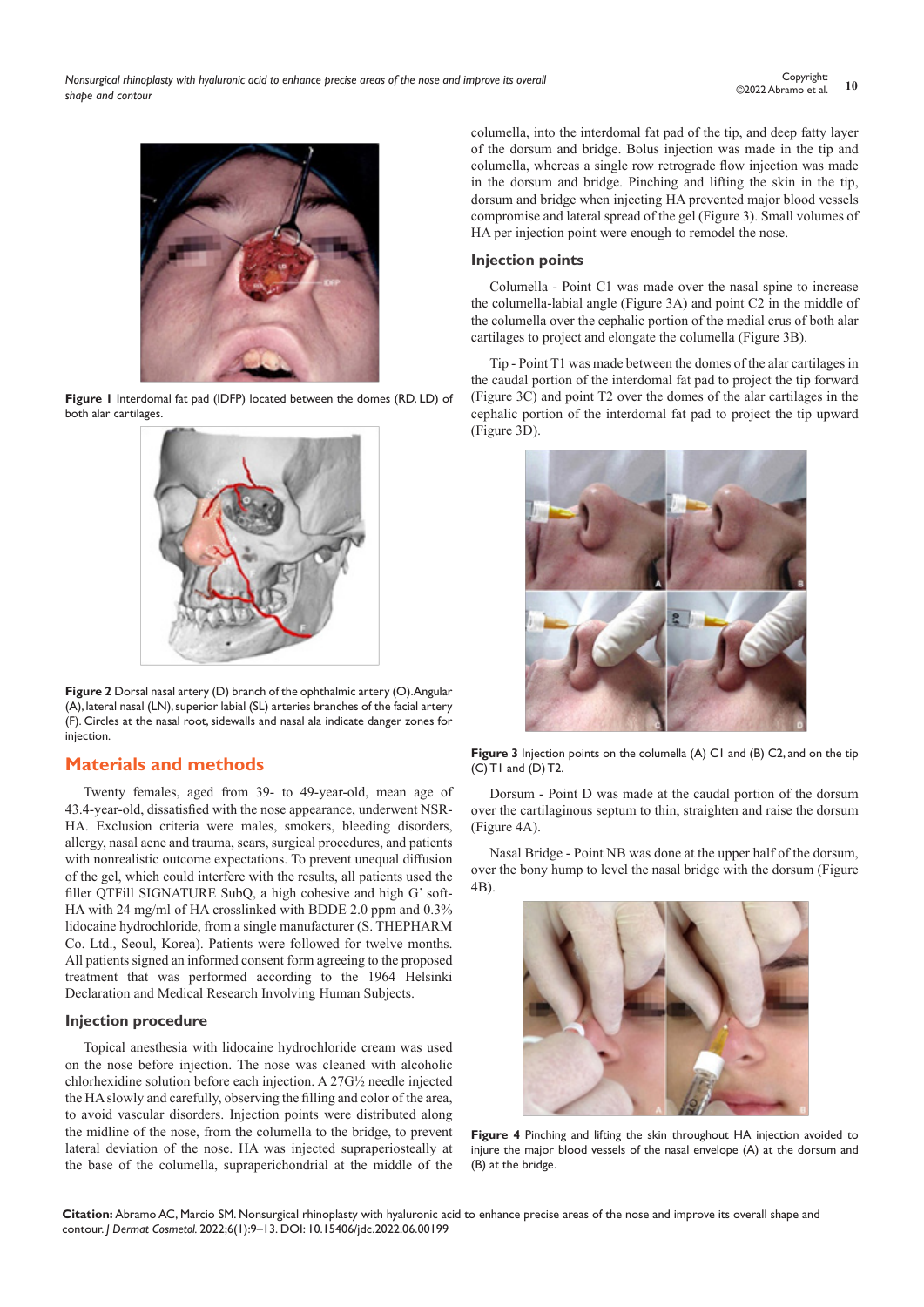Figure 1 Interdomal fat pad (IDFP) located between the domes (RD, LD) of both alar cartilages.

Figure 2 Dorsal nasal artery (D) branch of the ophthalmic artery (O). Angular (A), lateral nasal (LN), superior labial (SL) arteries branches of the facial artery (F). Circles at the nasal root, sidewalls and nasal ala indicate danger zones for injection.

## Materials and methods

Twenty females, aged from 39- to 49-year-old, mean age of 43.4-year-old, dissatisfied with the nose appearance, underwent NSR-HA. Exclusion criteria were males, smokers, bleeding disorders, allergy, nasal acne and trauma, scars, surgical procedures, and patients with nonrealistic outcome expectations. To prevent unequal diffusion of the gel, which could interfere with the results, all patients used the filler QTFill SIGNATURE SubQ, a high cohesive and high G' soft-HA with 24 mg/ml of HA crosslinked with BDDE 2.0 ppm and 0.3% lidocaine hydrochloride, from a single manufacturer (S. THEPHARM Co. Ltd., Seoul, Korea). Patients were followed for twelve months. All patients signed an informed consent form agreeing to the proposed treatment that was performed according to the 1964 Helsinki Declaration and Medical Research Involving Human Subjects.

### Injection procedure

Topical anesthesia with lidocaine hydrochloride cream was used on the nose before injection. The nose was cleaned with alcoholic chlorhexidine solution before each injection. A 27G½ needle injected the HA slowly and carefully, observing the filling and color of the area, to avoid vascular disorders. Injection points were distributed along the midline of the nose, from the columella to the bridge, to prevent lateral deviation of the nose. HA was injected supraperiosteally at the base of the columella, suprapericondrial at the middle of the columella, into the interdomal fat pad of the tip, and deep fatty layer of the dorsum and bridge. Bolus injection was made in the tip and columella, whereas a single row retrograde flow injection was made in the dorsum and bridge. Pinching and lifting the skin in the tip, dorsum and bridge when injecting HA prevented major blood vessels compromise and lateral spread of the gel (Figure 3). Small volumes of HA per injection point were enough to remodel the nose.

### Injection points

Columella - Point C1 was made over the nasal spine to increase the columella-labial angle (Figure 3A) and point C2 in the middle of the columella over the cephalic portion of the medial crus of both alar cartilages to project and elongate the columella (Figure 3B).

Tip - Point T1 was made between the domes of the alar cartilages in the caudal portion of the interdomal fat pad to project the tip forward (Figure 3C) and point T2 over the domes of the alar cartilages in the cephalic portion of the interdomal fat pad to project the tip upward (Figure 3D).

Figure 3 Injection points on the columella (A) C1 and (B) C2, and on the tip (C) T1 and (D) T2.

Dorsum - Point D was made at the caudal portion of the dorsum over the cartilaginous septum to thin, straighten and raise the dorsum (Figure 4A).

Nasal Bridge - Point NB was done at the upper half of the dorsum, over the bony hump to level the nasal bridge with the dorsum (Figure 4B).

Figure 4 Pinching and lifting the skin throughout HA injection avoided to injure the major blood vessels of the nasal envelope (A) at the dorsum and (B) at the bridge.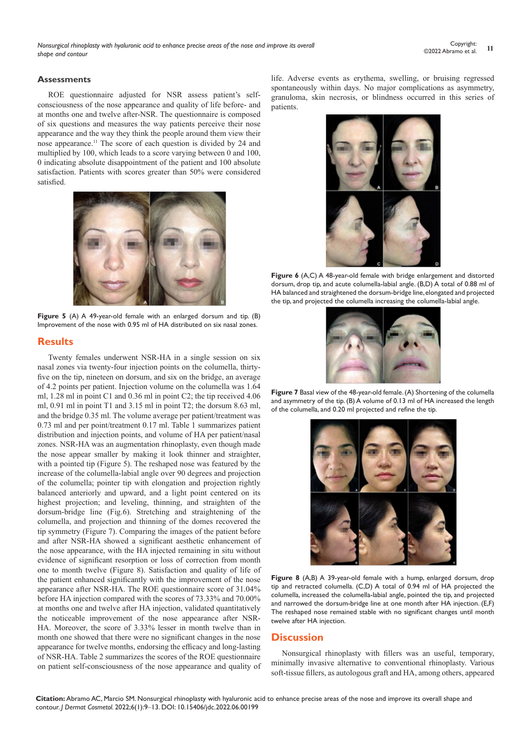### Assessments

ROE questionnaire adjusted for NSR assess patient's self-consciousness of the nose appearance and quality of life before- and at months one and twelve after-NSR. The questionnaire is composed of six questions and measures the way patients perceive their nose appearance and the way they think the people around them view their nose appearance.[11] The score of each question is divided by 24 and multiplied by 100, which leads to a score varying between 0 and 100, 0 indicating absolute disappointment of the patient and 100 absolute satisfaction. Patients with scores greater than 50% were considered satisfied.

**Figure 5** (A) A 49-year-old female with an enlarged dorsum and tip. (B) Improvement of the nose with 0.95 ml of HA distributed on six nasal zones.

## Results

Twenty females underwent NSR-HA in a single session on six nasal zones via twenty-four injection points on the columella, thirty-five on the tip, nineteen on dorsum, and six on the bridge, an average of 4.2 points per patient. Injection volume on the columella was 1.64 ml, 1.28 ml in point C1 and 0.36 ml in point C2; the tip received 4.06 ml, 0.91 ml in point T1 and 3.15 ml in point T2; the dorsum 8.63 ml, and the bridge 0.35 ml. The volume average per patient/treatment was 0.73 ml and per point/treatment 0.17 ml. Table 1 summarizes patient distribution and injection points, and volume of HA per patient/nasal zones. NSR-HA was an augmentation rhinoplasty, even though made the nose appear smaller by making it look thinner and straighter, with a pointed tip (Figure 5). The reshaped nose was featured by the increase of the columella-labial angle over 90 degrees and projection of the columella; pointer tip with elongation and projection rightly balanced anteriorly and upward, and a light point centered on its highest projection; and leveling, thinning, and straighten of the dorsum-bridge line (Fig.6). Stretching and straightening of the columella, and projection and thinning of the domes recovered the tip symmetry (Figure 7). Comparing the images of the patient before and after NSR-HA showed a significant aesthetic enhancement of the nose appearance, with the HA injected remaining in situ without evidence of significant resorption or loss of correction from month one to month twelve (Figure 8). Satisfaction and quality of life of the patient enhanced significantly with the improvement of the nose appearance after NSR-HA. The ROE questionnaire score of 31.04% before HA injection compared with the scores of 73.33% and 70.00% at months one and twelve after HA injection, validated quantitatively the noticeable improvement of the nose appearance after NSR-HA. Moreover, the score of 3.33% lesser in month twelve than in month one showed that there were no significant changes in the nose appearance for twelve months, endorsing the efficacy and long-lasting of NSR-HA. Table 2 summarizes the scores of the ROE questionnaire on patient self-consciousness of the nose appearance and quality of life. Adverse events as erythema, swelling, or bruising regressed spontaneously within days. No major complications as asymmetry, granuloma, skin necrosis, or blindness occurred in this series of patients.

**Figure 6** (A,C) A 48-year-old female with bridge enlargement and distorted dorsum, drop tip, and acute columella-labial angle. (B,D) A total of 0.88 ml of HA balanced and straightened the dorsum-bridge line, elongated and projected the tip, and projected the columella increasing the columella-labial angle.

**Figure 7** Basal view of the 48-year-old female. (A) Shortening of the columella and asymmetry of the tip. (B) A volume of 0.13 ml of HA increased the length of the columella, and 0.20 ml projected and refine the tip.

**Figure 8** (A,B) A 39-year-old female with a hump, enlarged dorsum, drop tip and retracted columella. (C,D) A total of 0.94 ml of HA projected the columella, increased the columella-labial angle, pointed the tip, and projected and narrowed the dorsum-bridge line at one month after HA injection. (E,F) The reshaped nose remained stable with no significant changes until month twelve after HA injection.

## Discussion

Nonsurgical rhinoplasty with fillers was an useful, temporary, minimally invasive alternative to conventional rhinoplasty. Various soft-tissue fillers, as autologous graft and HA, among others, appeared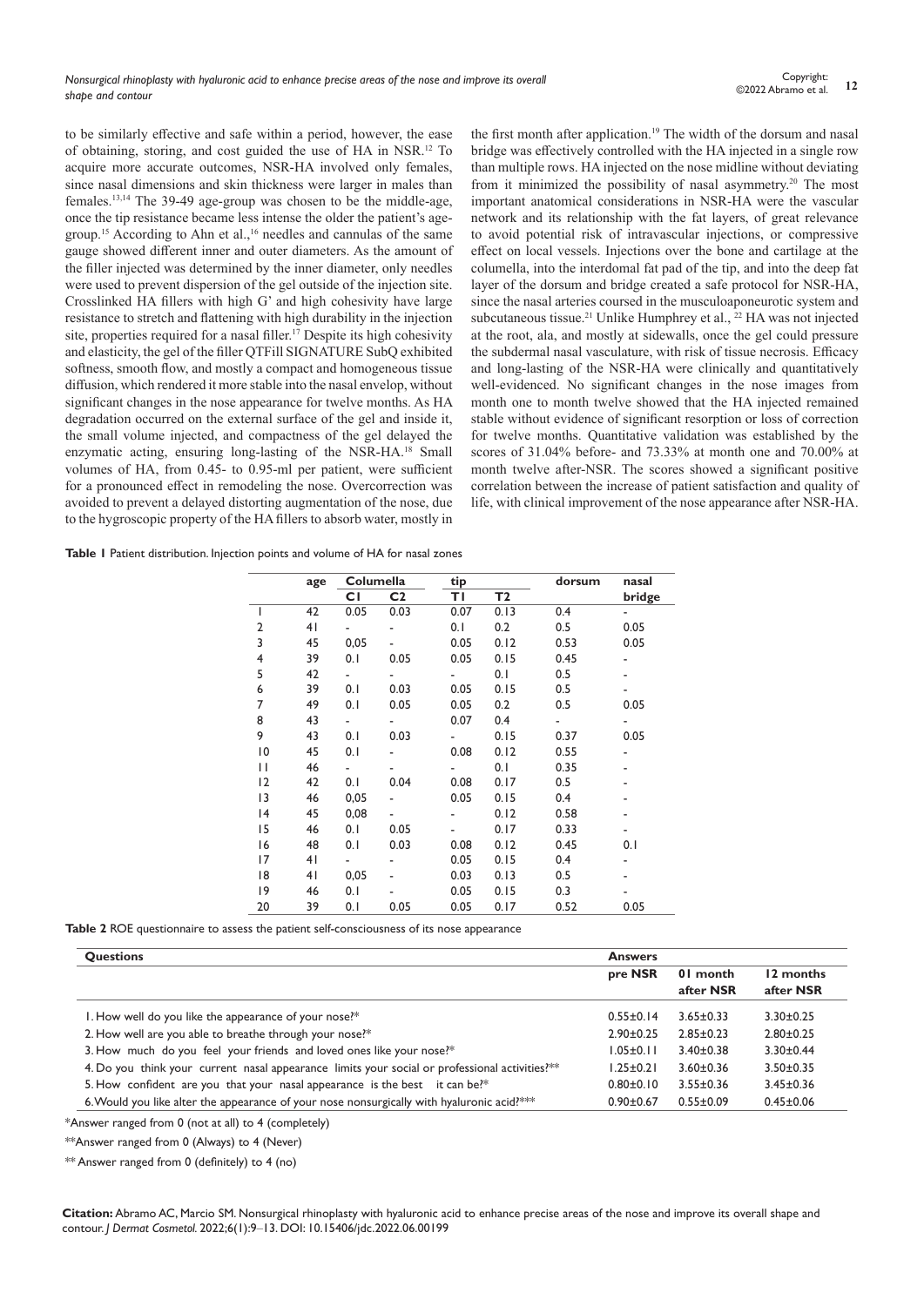to be similarly effective and safe within a period, however, the ease of obtaining, storing, and cost guided the use of HA in NSR.[12] To acquire more accurate outcomes, NSR-HA involved only females, since nasal dimensions and skin thickness were larger in males than females.[13,14] The 39-49 age-group was chosen to be the middle-age, once the tip resistance became less intense the older the patient's age-group.[15] According to Ahn et al.,[16] needles and cannulas of the same gauge showed different inner and outer diameters. As the amount of the filler injected was determined by the inner diameter, only needles were used to prevent dispersion of the gel outside of the injection site. Crosslinked HA fillers with high G' and high cohesivity have large resistance to stretch and flattening with high durability in the injection site, properties required for a nasal filler.[17] Despite its high cohesivity and elasticity, the gel of the filler QTFill SIGNATURE SubQ exhibited softness, smooth flow, and mostly a compact and homogeneous tissue diffusion, which rendered it more stable into the nasal envelop, without significant changes in the nose appearance for twelve months. As HA degradation occurred on the external surface of the gel and inside it, the small volume injected, and compactness of the gel delayed the enzymatic acting, ensuring long-lasting of the NSR-HA.[18] Small volumes of HA, from 0.45- to 0.95-ml per patient, were sufficient for a pronounced effect in remodeling the nose. Overcorrection was avoided to prevent a delayed distorting augmentation of the nose, due to the hygroscopic property of the HA fillers to absorb water, mostly in the first month after application.[19] The width of the dorsum and nasal bridge was effectively controlled with the HA injected in a single row than multiple rows. HA injected on the nose midline without deviating from it minimized the possibility of nasal asymmetry.[20] The most important anatomical considerations in NSR-HA were the vascular network and its relationship with the fat layers, of great relevance to avoid potential risk of intravascular injections, or compressive effect on local vessels. Injections over the bone and cartilage at the columella, into the interdomal fat pad of the tip, and into the deep fat layer of the dorsum and bridge created a safe protocol for NSR-HA, since the nasal arteries coursed in the musculoaponeurotic system and subcutaneous tissue.[21] Unlike Humphrey et al., [22] HA was not injected at the root, ala, and mostly at sidewalls, once the gel could pressure the subdermal nasal vasculature, with risk of tissue necrosis. Efficacy and long-lasting of the NSR-HA were clinically and quantitatively well-evidenced. No significant changes in the nose images from month one to month twelve showed that the HA injected remained stable without evidence of significant resorption or loss of correction for twelve months. Quantitative validation was established by the scores of 31.04% before- and 73.33% at month one and 70.00% at month twelve after-NSR. The scores showed a significant positive correlation between the increase of patient satisfaction and quality of life, with clinical improvement of the nose appearance after NSR-HA.

**Table 1** Patient distribution. Injection points and volume of HA for nasal zones

| | age | Columella | | tip | | dorsum | nasal bridge |
|---|---|---|---|---|---|---|---|
| | | C1 | C2 | T1 | T2 | | |
| 1 | 42 | 0.05 | 0.03 | 0.07 | 0.13 | 0.4 | - |
| 2 | 41 | - | - | 0.1 | 0.2 | 0.5 | 0.05 |
| 3 | 45 | 0,05 | - | 0.05 | 0.12 | 0.53 | 0.05 |
| 4 | 39 | 0.1 | 0.05 | 0.05 | 0.15 | 0.45 | - |
| 5 | 42 | - | - | - | 0.1 | 0.5 | - |
| 6 | 39 | 0.1 | 0.03 | 0.05 | 0.15 | 0.5 | - |
| 7 | 49 | 0.1 | 0.05 | 0.05 | 0.2 | 0.5 | 0.05 |
| 8 | 43 | - | - | 0.07 | 0.4 | - | - |
| 9 | 43 | 0.1 | 0.03 | - | 0.15 | 0.37 | 0.05 |
| 10 | 45 | 0.1 | - | 0.08 | 0.12 | 0.55 | - |
| 11 | 46 | - | - | - | 0.1 | 0.35 | - |
| 12 | 42 | 0.1 | 0.04 | 0.08 | 0.17 | 0.5 | - |
| 13 | 46 | 0,05 | - | 0.05 | 0.15 | 0.4 | - |
| 14 | 45 | 0,08 | - | - | 0.12 | 0.58 | - |
| 15 | 46 | 0.1 | 0.05 | - | 0.17 | 0.33 | - |
| 16 | 48 | 0.1 | 0.03 | 0.08 | 0.12 | 0.45 | 0.1 |
| 17 | 41 | - | - | 0.05 | 0.15 | 0.4 | - |
| 18 | 41 | 0,05 | - | 0.03 | 0.13 | 0.5 | - |
| 19 | 46 | 0.1 | - | 0.05 | 0.15 | 0.3 | - |
| 20 | 39 | 0.1 | 0.05 | 0.05 | 0.17 | 0.52 | 0.05 |

**Table 2** ROE questionnaire to assess the patient self-consciousness of its nose appearance

| Questions | Answers | | |
|---|---|---|---|
| | pre NSR | 01 month after NSR | 12 months after NSR |
| 1. How well do you like the appearance of your nose?* | 0.55±0.14 | 3.65±0.33 | 3.30±0.25 |
| 2. How well are you able to breathe through your nose?* | 2.90±0.25 | 2.85±0.23 | 2.80±0.25 |
| 3. How much do you feel your friends and loved ones like your nose?* | 1.05±0.11 | 3.40±0.38 | 3.30±0.44 |
| 4. Do you think your current nasal appearance limits your social or professional activities?** | 1.25±0.21 | 3.60±0.36 | 3.50±0.35 |
| 5. How confident are you that your nasal appearance is the best it can be?* | 0.80±0.10 | 3.55±0.36 | 3.45±0.36 |
| 6. Would you like alter the appearance of your nose nonsurgically with hyaluronic acid?*** | 0.90±0.67 | 0.55±0.09 | 0.45±0.06 |

*Answer ranged from 0 (not at all) to 4 (completely)

**Answer ranged from 0 (Always) to 4 (Never)

** Answer ranged from 0 (definitely) to 4 (no)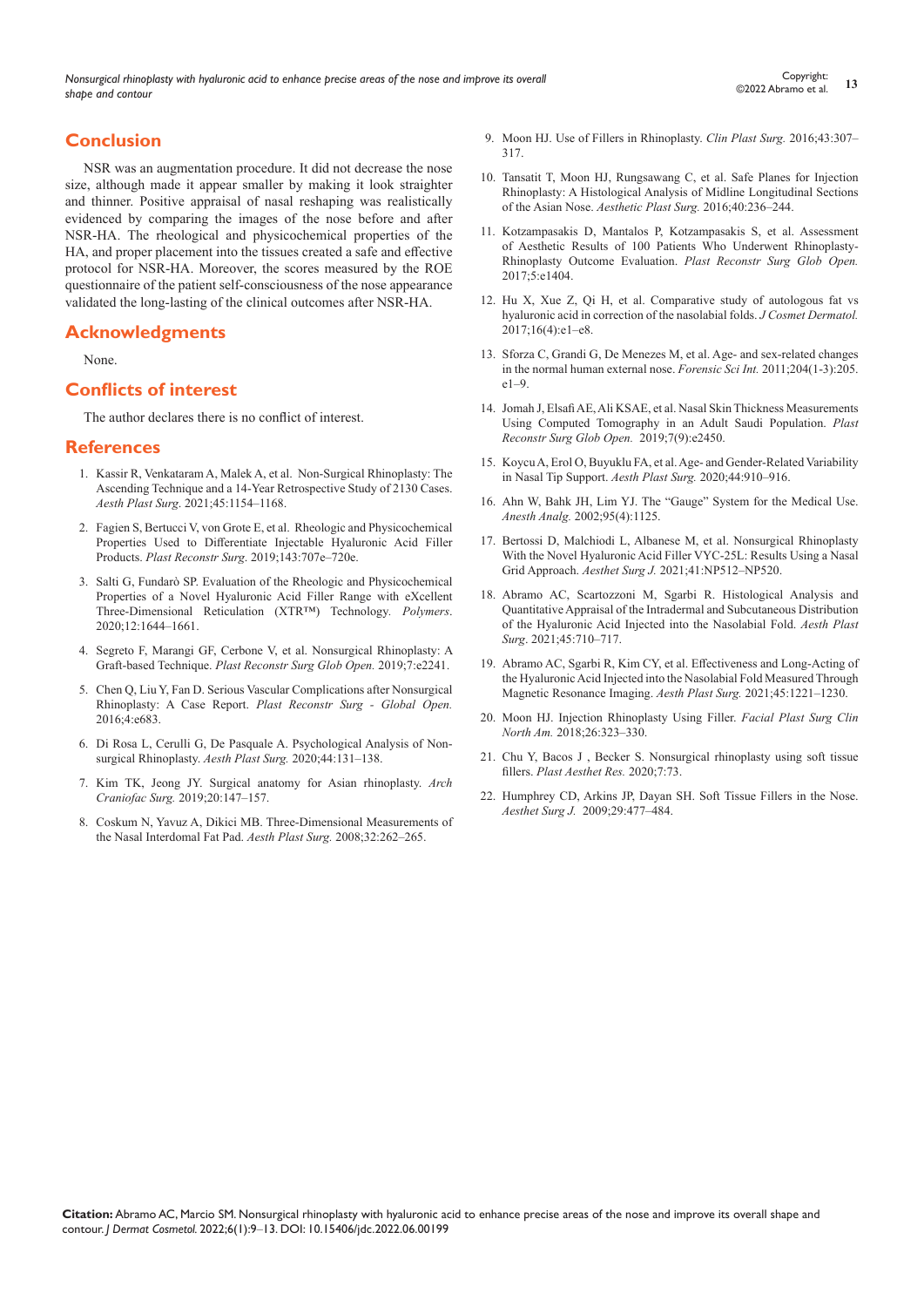## Conclusion

NSR was an augmentation procedure. It did not decrease the nose size, although made it appear smaller by making it look straighter and thinner. Positive appraisal of nasal reshaping was realistically evidenced by comparing the images of the nose before and after NSR-HA. The rheological and physicochemical properties of the HA, and proper placement into the tissues created a safe and effective protocol for NSR-HA. Moreover, the scores measured by the ROE questionnaire of the patient self-consciousness of the nose appearance validated the long-lasting of the clinical outcomes after NSR-HA.

## Acknowledgments

None.

## Conflicts of interest

The author declares there is no conflict of interest.

## References

1. Kassir R, Venkataram A, Malek A, et al. Non-Surgical Rhinoplasty: The Ascending Technique and a 14-Year Retrospective Study of 2130 Cases. *Aesth Plast Surg*. 2021;45:1154–1168.
2. Fagien S, Bertucci V, von Grote E, et al. Rheologic and Physicochemical Properties Used to Differentiate Injectable Hyaluronic Acid Filler Products. *Plast Reconstr Surg*. 2019;143:707e–720e.
3. Salti G, Fundarò SP. Evaluation of the Rheologic and Physicochemical Properties of a Novel Hyaluronic Acid Filler Range with eXcellent Three-Dimensional Reticulation (XTR™) Technology. *Polymers*. 2020;12:1644–1661.
4. Segreto F, Marangi GF, Cerbone V, et al. Nonsurgical Rhinoplasty: A Graft-based Technique. *Plast Reconstr Surg Glob Open.* 2019;7:e2241.
5. Chen Q, Liu Y, Fan D. Serious Vascular Complications after Nonsurgical Rhinoplasty: A Case Report. *Plast Reconstr Surg - Global Open.* 2016;4:e683.
6. Di Rosa L, Cerulli G, De Pasquale A. Psychological Analysis of Non-surgical Rhinoplasty. *Aesth Plast Surg.* 2020;44:131–138.
7. Kim TK, Jeong JY. Surgical anatomy for Asian rhinoplasty. *Arch Craniofac Surg.* 2019;20:147–157.
8. Coskum N, Yavuz A, Dikici MB. Three-Dimensional Measurements of the Nasal Interdomal Fat Pad. *Aesth Plast Surg.* 2008;32:262–265.
9. Moon HJ. Use of Fillers in Rhinoplasty. *Clin Plast Surg.* 2016;43:307–317.
10. Tansatit T, Moon HJ, Rungsawang C, et al. Safe Planes for Injection Rhinoplasty: A Histological Analysis of Midline Longitudinal Sections of the Asian Nose. *Aesthetic Plast Surg.* 2016;40:236–244.
11. Kotzampasakis D, Mantalos P, Kotzampasakis S, et al. Assessment of Aesthetic Results of 100 Patients Who Underwent Rhinoplasty-Rhinoplasty Outcome Evaluation. *Plast Reconstr Surg Glob Open.* 2017;5:e1404.
12. Hu X, Xue Z, Qi H, et al. Comparative study of autologous fat vs hyaluronic acid in correction of the nasolabial folds. *J Cosmet Dermatol.* 2017;16(4):e1–e8.
13. Sforza C, Grandi G, De Menezes M, et al. Age- and sex-related changes in the normal human external nose. *Forensic Sci Int.* 2011;204(1-3):205.e1–9.
14. Jomah J, Elsafi AE, Ali KSAE, et al. Nasal Skin Thickness Measurements Using Computed Tomography in an Adult Saudi Population. *Plast Reconstr Surg Glob Open.* 2019;7(9):e2450.
15. Koycu A, Erol O, Buyuklu FA, et al. Age- and Gender-Related Variability in Nasal Tip Support. *Aesth Plast Surg.* 2020;44:910–916.
16. Ahn W, Bahk JH, Lim YJ. The "Gauge" System for the Medical Use. *Anesth Analg.* 2002;95(4):1125.
17. Bertossi D, Malchiodi L, Albanese M, et al. Nonsurgical Rhinoplasty With the Novel Hyaluronic Acid Filler VYC-25L: Results Using a Nasal Grid Approach. *Aesthet Surg J.* 2021;41:NP512–NP520.
18. Abramo AC, Scartozzoni M, Sgarbi R. Histological Analysis and Quantitative Appraisal of the Intradermal and Subcutaneous Distribution of the Hyaluronic Acid Injected into the Nasolabial Fold. *Aesth Plast Surg*. 2021;45:710–717.
19. Abramo AC, Sgarbi R, Kim CY, et al. Effectiveness and Long-Acting of the Hyaluronic Acid Injected into the Nasolabial Fold Measured Through Magnetic Resonance Imaging. *Aesth Plast Surg.* 2021;45:1221–1230.
20. Moon HJ. Injection Rhinoplasty Using Filler. *Facial Plast Surg Clin North Am.* 2018;26:323–330.
21. Chu Y, Bacos J , Becker S. Nonsurgical rhinoplasty using soft tissue fillers. *Plast Aesthet Res.* 2020;7:73.
22. Humphrey CD, Arkins JP, Dayan SH. Soft Tissue Fillers in the Nose. *Aesthet Surg J.* 2009;29:477–484.